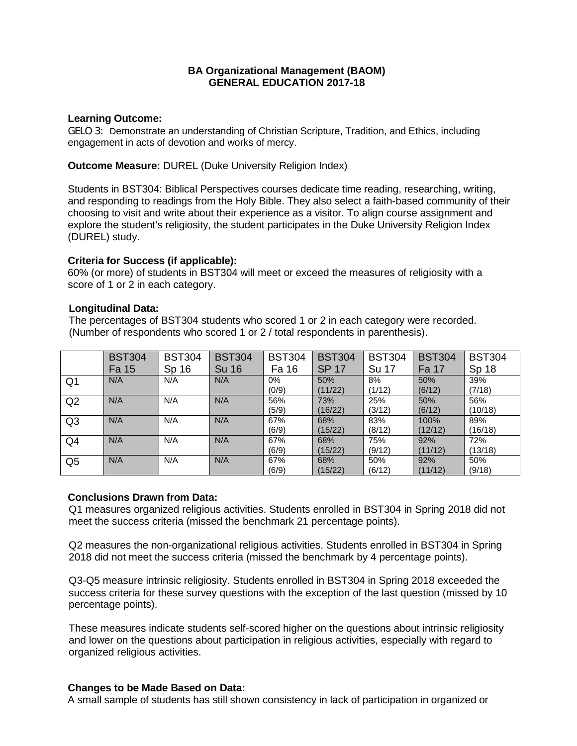**BA Organizational Management (BAOM)**
**GENERAL EDUCATION 2017-18**

**Learning Outcome:**
GELO 3: Demonstrate an understanding of Christian Scripture, Tradition, and Ethics, including engagement in acts of devotion and works of mercy.

**Outcome Measure:** DUREL (Duke University Religion Index)

Students in BST304: Biblical Perspectives courses dedicate time reading, researching, writing, and responding to readings from the Holy Bible. They also select a faith-based community of their choosing to visit and write about their experience as a visitor. To align course assignment and explore the student's religiosity, the student participates in the Duke University Religion Index (DUREL) study.

**Criteria for Success (if applicable):**
60% (or more) of students in BST304 will meet or exceed the measures of religiosity with a score of 1 or 2 in each category.

**Longitudinal Data:**
The percentages of BST304 students who scored 1 or 2 in each category were recorded. (Number of respondents who scored 1 or 2 / total respondents in parenthesis).

| | BST304 Fa 15 | BST304 Sp 16 | BST304 Su 16 | BST304 Fa 16 | BST304 SP 17 | BST304 Su 17 | BST304 Fa 17 | BST304 Sp 18 |
|---|---|---|---|---|---|---|---|---|
| Q1 | N/A | N/A | N/A | 0% (0/9) | 50% (11/22) | 8% (1/12) | 50% (6/12) | 39% (7/18) |
| Q2 | N/A | N/A | N/A | 56% (5/9) | 73% (16/22) | 25% (3/12) | 50% (6/12) | 56% (10/18) |
| Q3 | N/A | N/A | N/A | 67% (6/9) | 68% (15/22) | 83% (8/12) | 100% (12/12) | 89% (16/18) |
| Q4 | N/A | N/A | N/A | 67% (6/9) | 68% (15/22) | 75% (9/12) | 92% (11/12) | 72% (13/18) |
| Q5 | N/A | N/A | N/A | 67% (6/9) | 68% (15/22) | 50% (6/12) | 92% (11/12) | 50% (9/18) |

**Conclusions Drawn from Data:**
Q1 measures organized religious activities. Students enrolled in BST304 in Spring 2018 did not meet the success criteria (missed the benchmark 21 percentage points).

Q2 measures the non-organizational religious activities. Students enrolled in BST304 in Spring 2018 did not meet the success criteria (missed the benchmark by 4 percentage points).

Q3-Q5 measure intrinsic religiosity. Students enrolled in BST304 in Spring 2018 exceeded the success criteria for these survey questions with the exception of the last question (missed by 10 percentage points).

These measures indicate students self-scored higher on the questions about intrinsic religiosity and lower on the questions about participation in religious activities, especially with regard to organized religious activities.

**Changes to be Made Based on Data:**
A small sample of students has still shown consistency in lack of participation in organized or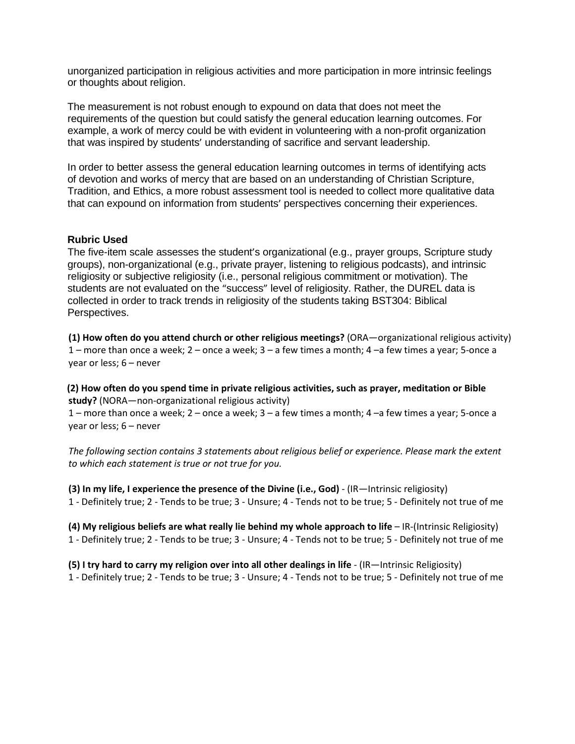unorganized participation in religious activities and more participation in more intrinsic feelings or thoughts about religion.

The measurement is not robust enough to expound on data that does not meet the requirements of the question but could satisfy the general education learning outcomes. For example, a work of mercy could be with evident in volunteering with a non-profit organization that was inspired by students' understanding of sacrifice and servant leadership.

In order to better assess the general education learning outcomes in terms of identifying acts of devotion and works of mercy that are based on an understanding of Christian Scripture, Tradition, and Ethics, a more robust assessment tool is needed to collect more qualitative data that can expound on information from students' perspectives concerning their experiences.

### Rubric Used

The five-item scale assesses the student's organizational (e.g., prayer groups, Scripture study groups), non-organizational (e.g., private prayer, listening to religious podcasts), and intrinsic religiosity or subjective religiosity (i.e., personal religious commitment or motivation). The students are not evaluated on the "success" level of religiosity. Rather, the DUREL data is collected in order to track trends in religiosity of the students taking BST304: Biblical Perspectives.

**(1) How often do you attend church or other religious meetings?** (ORA—organizational religious activity)
1 – more than once a week; 2 – once a week; 3 – a few times a month; 4 –a few times a year; 5-once a year or less; 6 – never

**(2) How often do you spend time in private religious activities, such as prayer, meditation or Bible study?** (NORA—non-organizational religious activity)
1 – more than once a week; 2 – once a week; 3 – a few times a month; 4 –a few times a year; 5-once a year or less; 6 – never

*The following section contains 3 statements about religious belief or experience. Please mark the extent to which each statement is true or not true for you.*

**(3) In my life, I experience the presence of the Divine (i.e., God)** - (IR—Intrinsic religiosity)
1 - Definitely true; 2 - Tends to be true; 3 - Unsure; 4 - Tends not to be true; 5 - Definitely not true of me

**(4) My religious beliefs are what really lie behind my whole approach to life** – IR-(Intrinsic Religiosity)
1 - Definitely true; 2 - Tends to be true; 3 - Unsure; 4 - Tends not to be true; 5 - Definitely not true of me

**(5) I try hard to carry my religion over into all other dealings in life** - (IR—Intrinsic Religiosity)
1 - Definitely true; 2 - Tends to be true; 3 - Unsure; 4 - Tends not to be true; 5 - Definitely not true of me